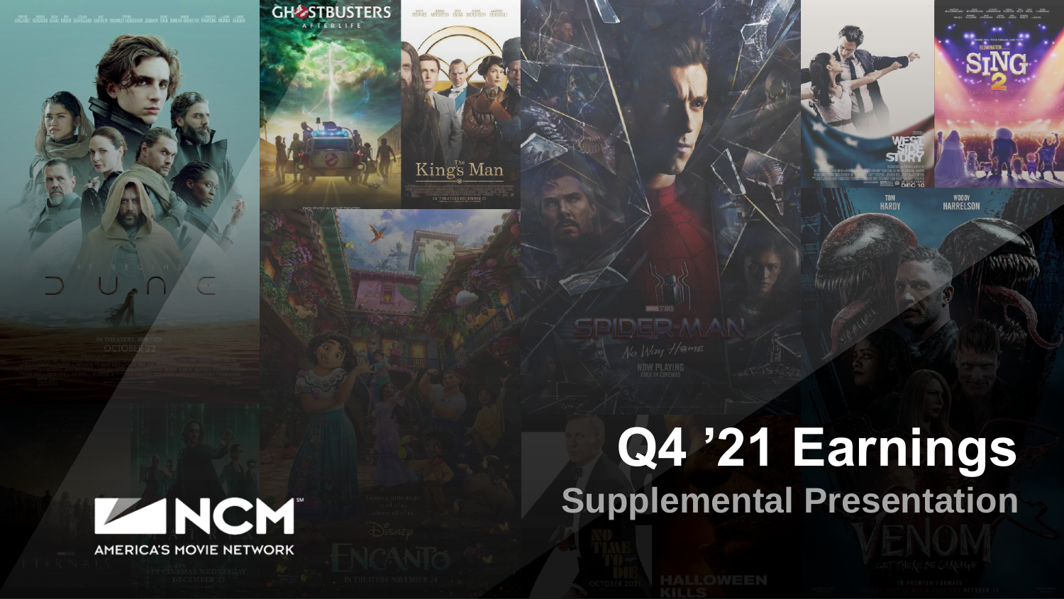# Q4 ’21 Earnings

## Supplemental Presentation

NCM

AMERICA'S MOVIE NETWORK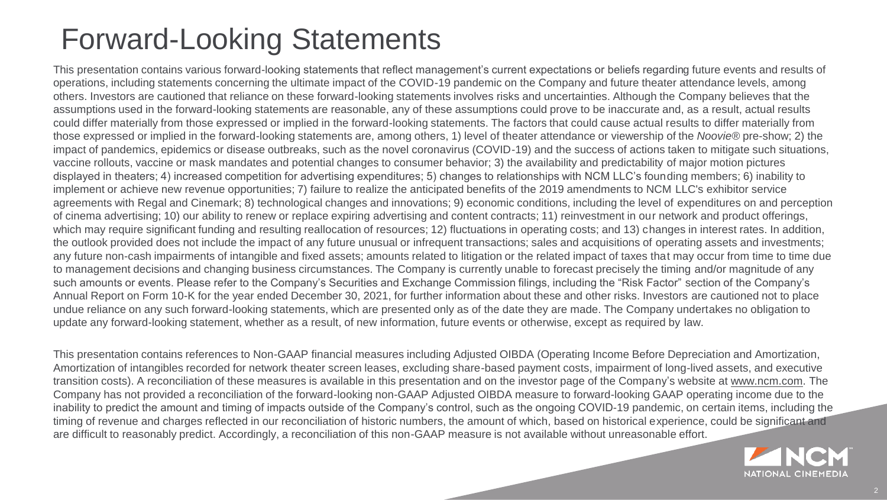# Forward-Looking Statements

This presentation contains various forward-looking statements that reflect management's current expectations or beliefs regarding future events and results of operations, including statements concerning the ultimate impact of the COVID-19 pandemic on the Company and future theater attendance levels, among others. Investors are cautioned that reliance on these forward-looking statements involves risks and uncertainties. Although the Company believes that the assumptions used in the forward-looking statements are reasonable, any of these assumptions could prove to be inaccurate and, as a result, actual results could differ materially from those expressed or implied in the forward-looking statements. The factors that could cause actual results to differ materially from those expressed or implied in the forward-looking statements are, among others, 1) level of theater attendance or viewership of the *Noovie®* pre-show; 2) the impact of pandemics, epidemics or disease outbreaks, such as the novel coronavirus (COVID-19) and the success of actions taken to mitigate such situations, vaccine rollouts, vaccine or mask mandates and potential changes to consumer behavior; 3) the availability and predictability of major motion pictures displayed in theaters; 4) increased competition for advertising expenditures; 5) changes to relationships with NCM LLC's founding members; 6) inability to implement or achieve new revenue opportunities; 7) failure to realize the anticipated benefits of the 2019 amendments to NCM LLC's exhibitor service agreements with Regal and Cinemark; 8) technological changes and innovations; 9) economic conditions, including the level of expenditures on and perception of cinema advertising; 10) our ability to renew or replace expiring advertising and content contracts; 11) reinvestment in our network and product offerings, which may require significant funding and resulting reallocation of resources; 12) fluctuations in operating costs; and 13) changes in interest rates. In addition, the outlook provided does not include the impact of any future unusual or infrequent transactions; sales and acquisitions of operating assets and investments; any future non-cash impairments of intangible and fixed assets; amounts related to litigation or the related impact of taxes that may occur from time to time due to management decisions and changing business circumstances. The Company is currently unable to forecast precisely the timing and/or magnitude of any such amounts or events. Please refer to the Company's Securities and Exchange Commission filings, including the "Risk Factor" section of the Company's Annual Report on Form 10-K for the year ended December 30, 2021, for further information about these and other risks. Investors are cautioned not to place undue reliance on any such forward-looking statements, which are presented only as of the date they are made. The Company undertakes no obligation to update any forward-looking statement, whether as a result, of new information, future events or otherwise, except as required by law.

This presentation contains references to Non-GAAP financial measures including Adjusted OIBDA (Operating Income Before Depreciation and Amortization, Amortization of intangibles recorded for network theater screen leases, excluding share-based payment costs, impairment of long-lived assets, and executive transition costs). A reconciliation of these measures is available in this presentation and on the investor page of the Company's website at www.ncm.com. The Company has not provided a reconciliation of the forward-looking non-GAAP Adjusted OIBDA measure to forward-looking GAAP operating income due to the inability to predict the amount and timing of impacts outside of the Company's control, such as the ongoing COVID-19 pandemic, on certain items, including the timing of revenue and charges reflected in our reconciliation of historic numbers, the amount of which, based on historical experience, could be significant and are difficult to reasonably predict. Accordingly, a reconciliation of this non-GAAP measure is not available without unreasonable effort.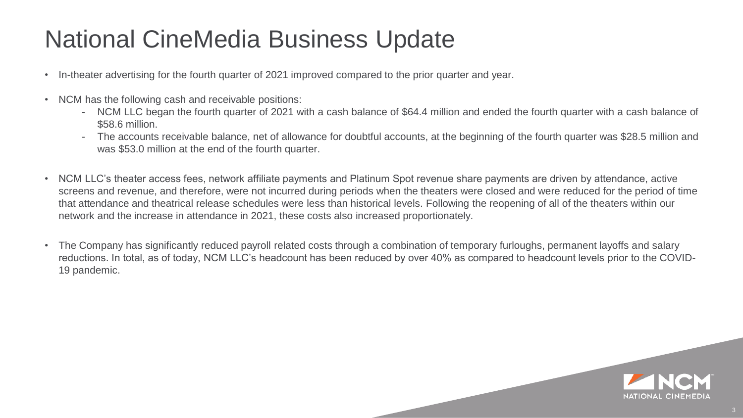# National CineMedia Business Update

- In-theater advertising for the fourth quarter of 2021 improved compared to the prior quarter and year.
- NCM has the following cash and receivable positions:
  - NCM LLC began the fourth quarter of 2021 with a cash balance of $64.4 million and ended the fourth quarter with a cash balance of $58.6 million.
  - The accounts receivable balance, net of allowance for doubtful accounts, at the beginning of the fourth quarter was $28.5 million and was $53.0 million at the end of the fourth quarter.
- NCM LLC's theater access fees, network affiliate payments and Platinum Spot revenue share payments are driven by attendance, active screens and revenue, and therefore, were not incurred during periods when the theaters were closed and were reduced for the period of time that attendance and theatrical release schedules were less than historical levels. Following the reopening of all of the theaters within our network and the increase in attendance in 2021, these costs also increased proportionately.
- The Company has significantly reduced payroll related costs through a combination of temporary furloughs, permanent layoffs and salary reductions. In total, as of today, NCM LLC's headcount has been reduced by over 40% as compared to headcount levels prior to the COVID-19 pandemic.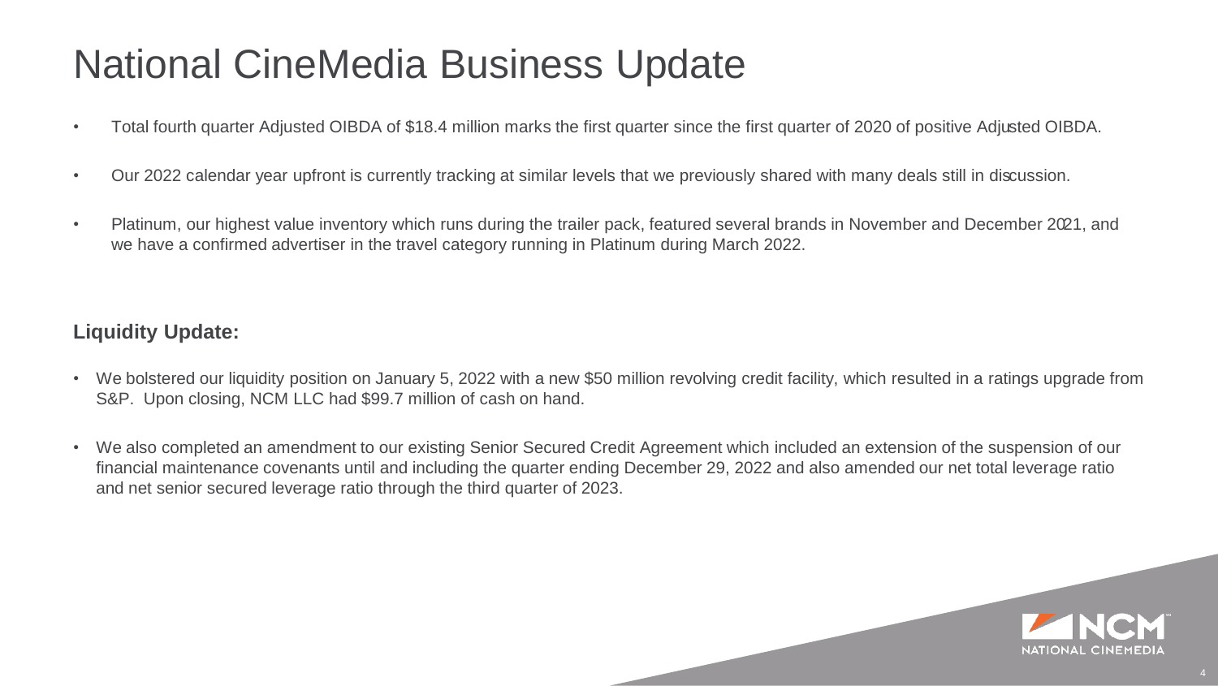# National CineMedia Business Update

- Total fourth quarter Adjusted OIBDA of $18.4 million marks the first quarter since the first quarter of 2020 of positive Adjusted OIBDA.
- Our 2022 calendar year upfront is currently tracking at similar levels that we previously shared with many deals still in discussion.
- Platinum, our highest value inventory which runs during the trailer pack, featured several brands in November and December 2021, and we have a confirmed advertiser in the travel category running in Platinum during March 2022.

**Liquidity Update:**

- We bolstered our liquidity position on January 5, 2022 with a new $50 million revolving credit facility, which resulted in a ratings upgrade from S&P. Upon closing, NCM LLC had $99.7 million of cash on hand.
- We also completed an amendment to our existing Senior Secured Credit Agreement which included an extension of the suspension of our financial maintenance covenants until and including the quarter ending December 29, 2022 and also amended our net total leverage ratio and net senior secured leverage ratio through the third quarter of 2023.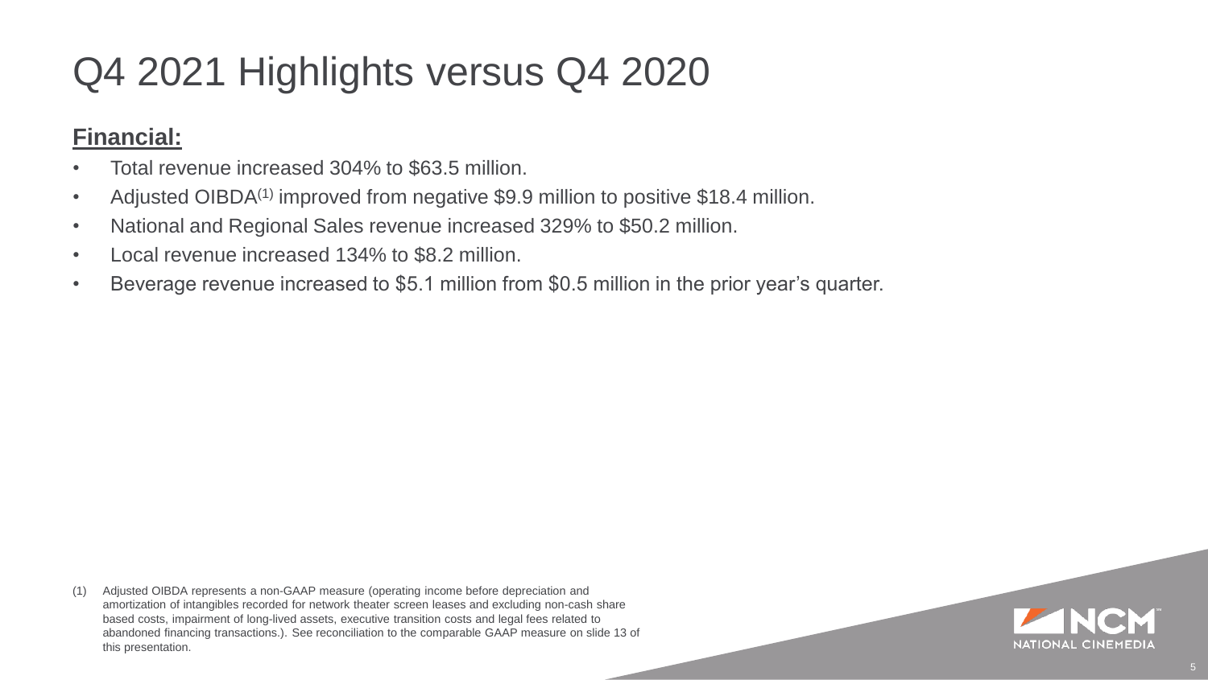# Q4 2021 Highlights versus Q4 2020

## **Financial:**

- Total revenue increased 304% to $63.5 million.
- Adjusted OIBDA[1] improved from negative $9.9 million to positive $18.4 million.
- National and Regional Sales revenue increased 329% to $50.2 million.
- Local revenue increased 134% to $8.2 million.
- Beverage revenue increased to $5.1 million from $0.5 million in the prior year's quarter.

(1) Adjusted OIBDA represents a non-GAAP measure (operating income before depreciation and amortization of intangibles recorded for network theater screen leases and excluding non-cash share based costs, impairment of long-lived assets, executive transition costs and legal fees related to abandoned financing transactions.). See reconciliation to the comparable GAAP measure on slide 13 of this presentation.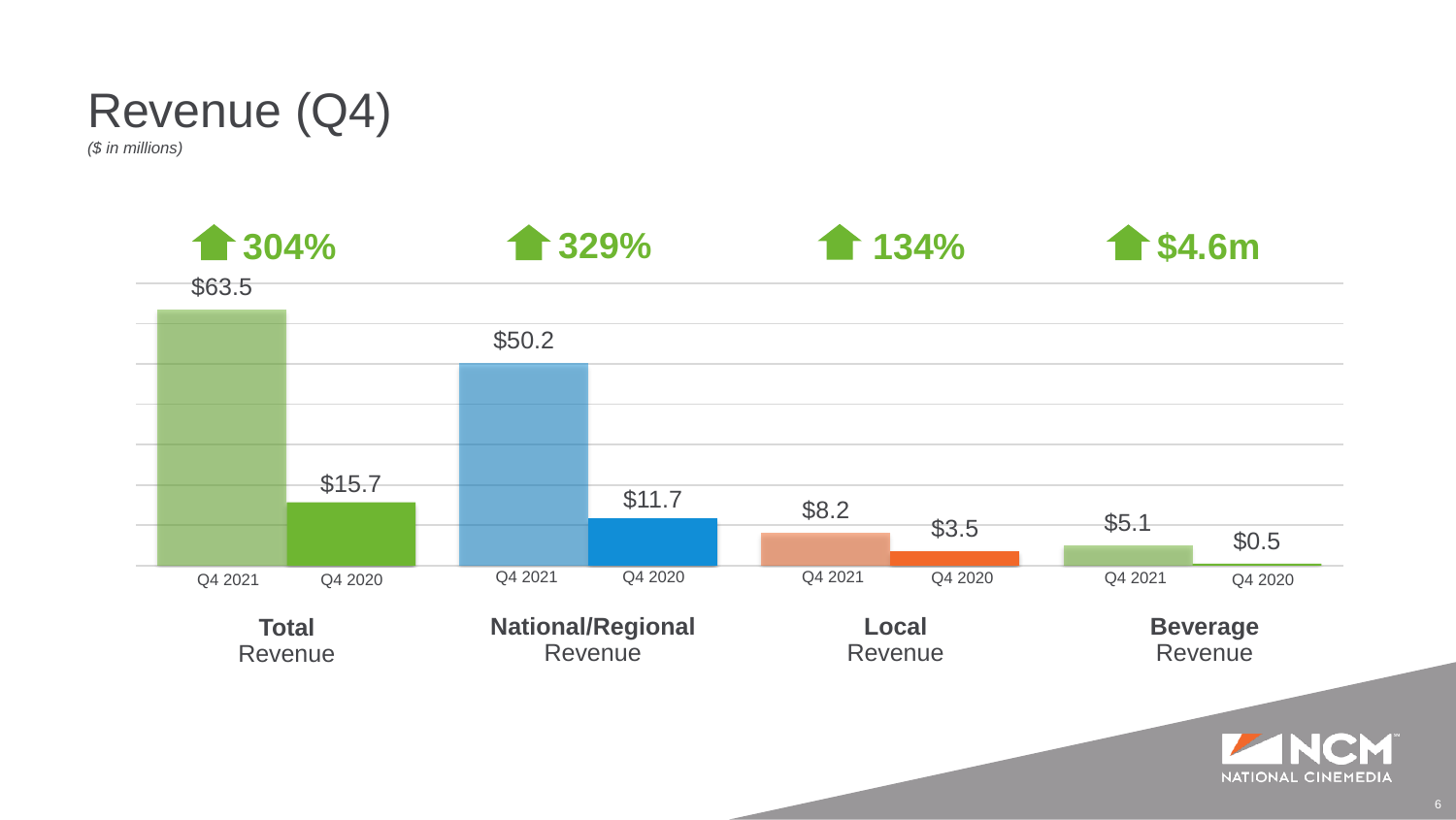# Revenue (Q4)

*($ in millions)*

| | Total Revenue | National/Regional Revenue | Local Revenue | Beverage Revenue |
|---|---|---|---|---|
| Change | ↑ 304% | ↑ 329% | ↑ 134% | ↑ $4.6m |
| Q4 2021 | $63.5 | $50.2 | $8.2 | $5.1 |
| Q4 2020 | $15.7 | $11.7 | $3.5 | $0.5 |

NCM NATIONAL CINEMEDIA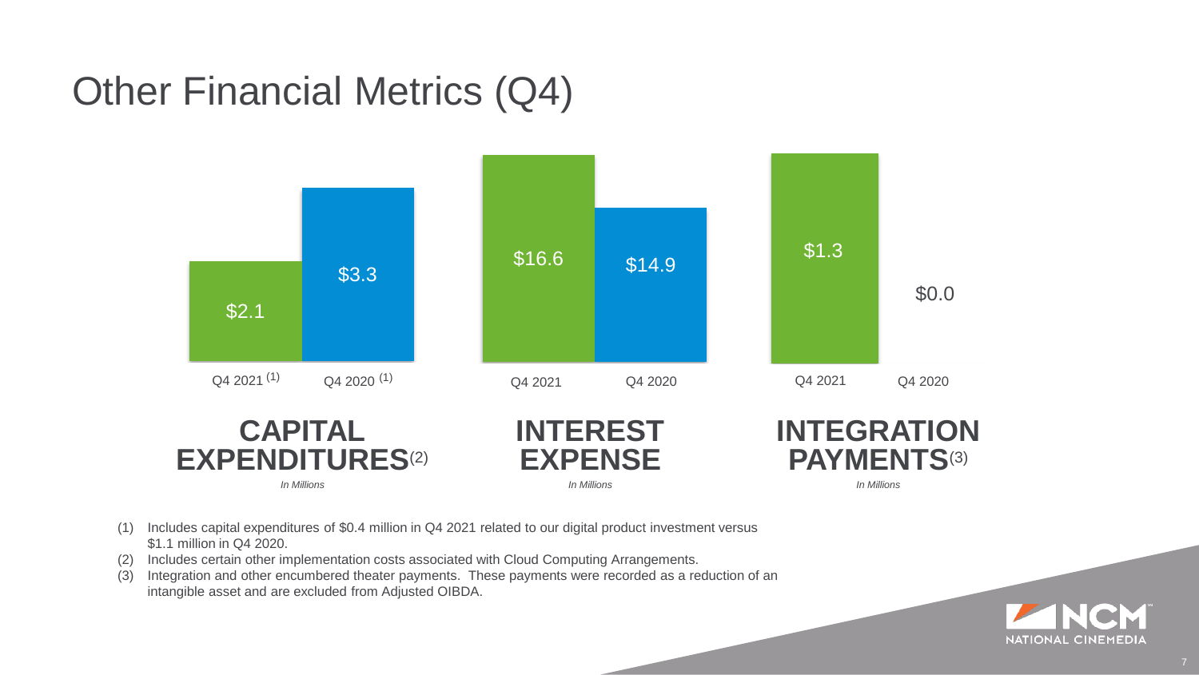# Other Financial Metrics (Q4)

| | Q4 2021 | Q4 2020 |
|---|---|---|
| **CAPITAL EXPENDITURES**(2) *In Millions* | $2.1 (1) | $3.3 (1) |
| **INTEREST EXPENSE** *In Millions* | $16.6 | $14.9 |
| **INTEGRATION PAYMENTS**(3) *In Millions* | $1.3 | $0.0 |

(1) Includes capital expenditures of $0.4 million in Q4 2021 related to our digital product investment versus $1.1 million in Q4 2020.

(2) Includes certain other implementation costs associated with Cloud Computing Arrangements.

(3) Integration and other encumbered theater payments. These payments were recorded as a reduction of an intangible asset and are excluded from Adjusted OIBDA.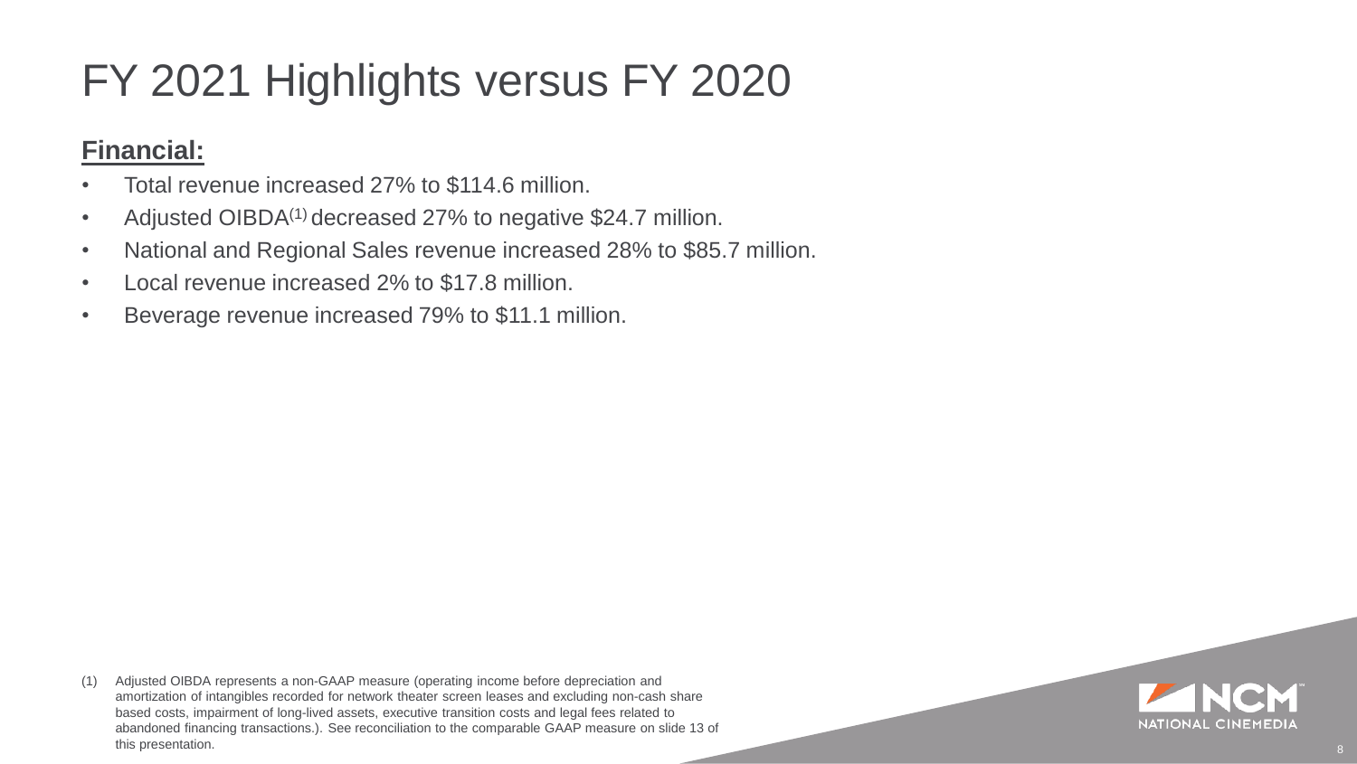# FY 2021 Highlights versus FY 2020

**Financial:**

- Total revenue increased 27% to $114.6 million.
- Adjusted OIBDA[1] decreased 27% to negative $24.7 million.
- National and Regional Sales revenue increased 28% to $85.7 million.
- Local revenue increased 2% to $17.8 million.
- Beverage revenue increased 79% to $11.1 million.

(1) Adjusted OIBDA represents a non-GAAP measure (operating income before depreciation and amortization of intangibles recorded for network theater screen leases and excluding non-cash share based costs, impairment of long-lived assets, executive transition costs and legal fees related to abandoned financing transactions.). See reconciliation to the comparable GAAP measure on slide 13 of this presentation.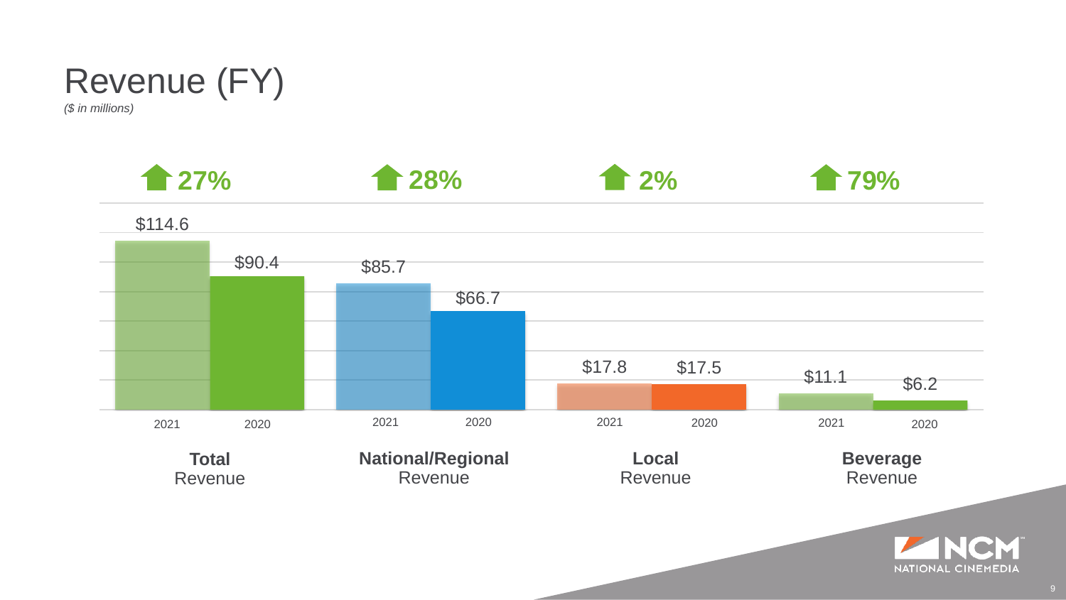# Revenue (FY)

*($ in millions)*

| | Total Revenue | National/Regional Revenue | Local Revenue | Beverage Revenue |
|---|---|---|---|---|
| Change | ↑ 27% | ↑ 28% | ↑ 2% | ↑ 79% |
| 2021 | $114.6 | $85.7 | $17.8 | $11.1 |
| 2020 | $90.4 | $66.7 | $17.5 | $6.2 |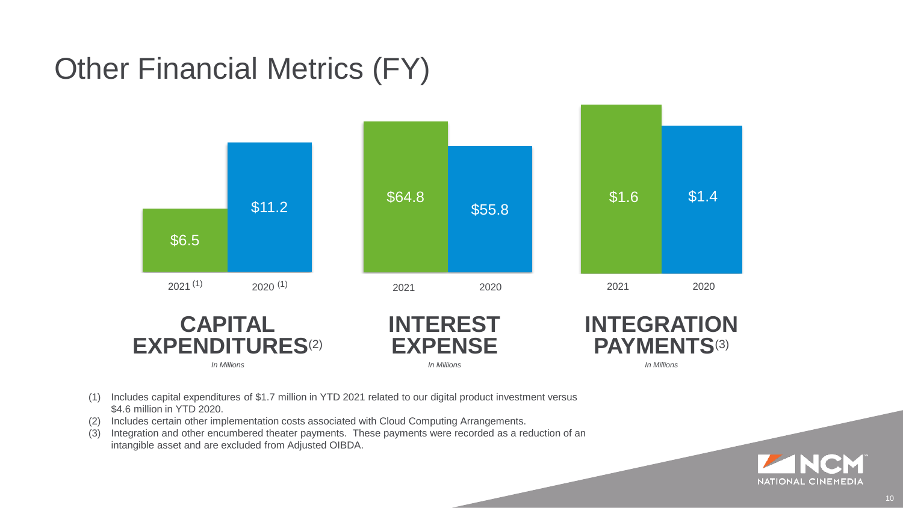# Other Financial Metrics (FY)

| | 2021 [1] | 2020 [1] |
|---|---|---|
| **CAPITAL EXPENDITURES** [2] *In Millions* | $6.5 | $11.2 |

| | 2021 | 2020 |
|---|---|---|
| **INTEREST EXPENSE** *In Millions* | $64.8 | $55.8 |

| | 2021 | 2020 |
|---|---|---|
| **INTEGRATION PAYMENTS** [3] *In Millions* | $1.6 | $1.4 |

(1) Includes capital expenditures of $1.7 million in YTD 2021 related to our digital product investment versus $4.6 million in YTD 2020.

(2) Includes certain other implementation costs associated with Cloud Computing Arrangements.

(3) Integration and other encumbered theater payments. These payments were recorded as a reduction of an intangible asset and are excluded from Adjusted OIBDA.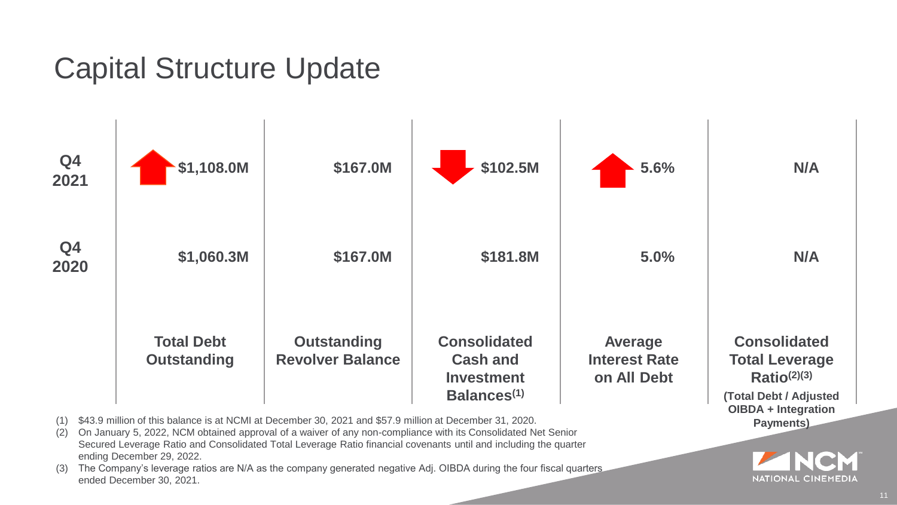# Capital Structure Update

| | Total Debt Outstanding | Outstanding Revolver Balance | Consolidated Cash and Investment Balances[(1)] | Average Interest Rate on All Debt | Consolidated Total Leverage Ratio[(2)(3)] (Total Debt / Adjusted OIBDA + Integration Payments) |
|---|---|---|---|---|---|
| **Q4 2021** | $1,108.0M | $167.0M | $102.5M | 5.6% | N/A |
| **Q4 2020** | $1,060.3M | $167.0M | $181.8M | 5.0% | N/A |

(1) $43.9 million of this balance is at NCMI at December 30, 2021 and $57.9 million at December 31, 2020.

(2) On January 5, 2022, NCM obtained approval of a waiver of any non-compliance with its Consolidated Net Senior Secured Leverage Ratio and Consolidated Total Leverage Ratio financial covenants until and including the quarter ending December 29, 2022.

(3) The Company's leverage ratios are N/A as the company generated negative Adj. OIBDA during the four fiscal quarters ended December 30, 2021.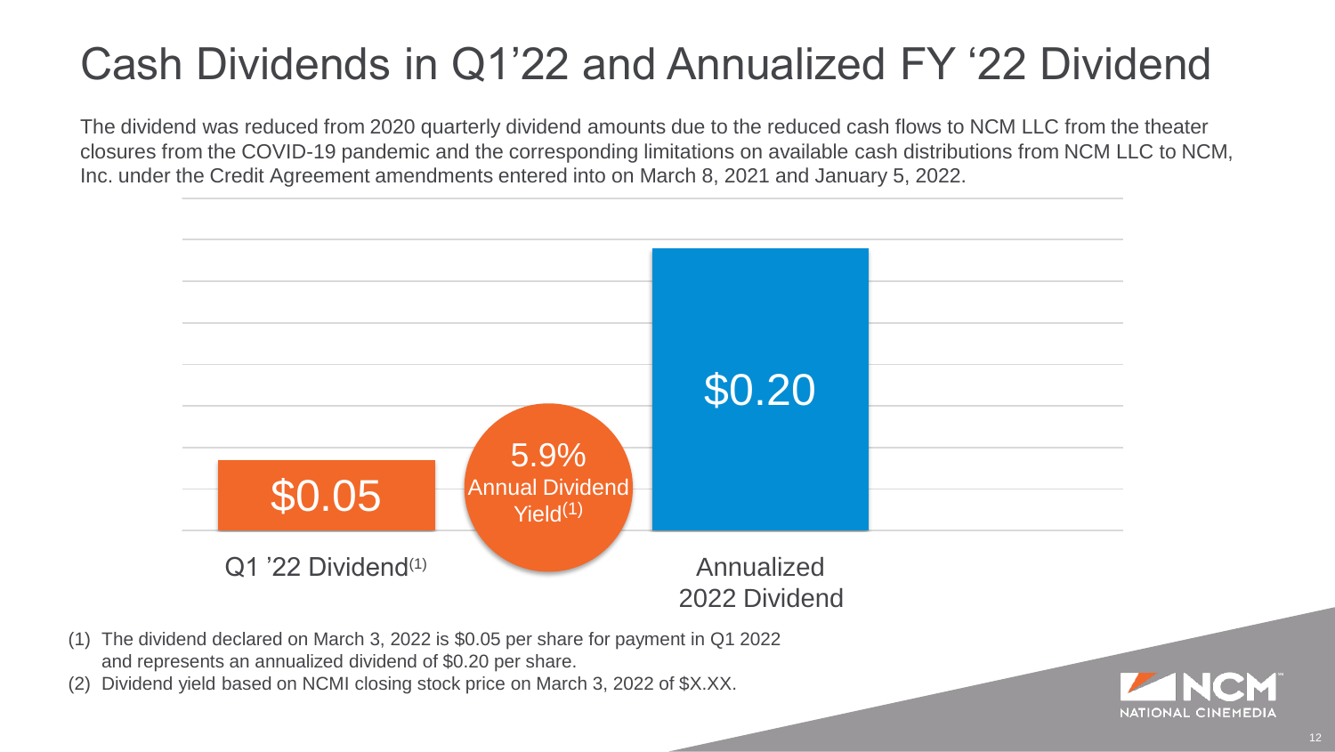# Cash Dividends in Q1'22 and Annualized FY '22 Dividend

The dividend was reduced from 2020 quarterly dividend amounts due to the reduced cash flows to NCM LLC from the theater closures from the COVID-19 pandemic and the corresponding limitations on available cash distributions from NCM LLC to NCM, Inc. under the Credit Agreement amendments entered into on March 8, 2021 and January 5, 2022.

| Q1 '22 Dividend[(1)] | Annualized 2022 Dividend |
| --- | --- |
| $0.05 | $0.20 |

5.9% Annual Dividend Yield[(1)]

(1) The dividend declared on March 3, 2022 is $0.05 per share for payment in Q1 2022 and represents an annualized dividend of $0.20 per share.

(2) Dividend yield based on NCMI closing stock price on March 3, 2022 of $X.XX.

NCM NATIONAL CINEMEDIA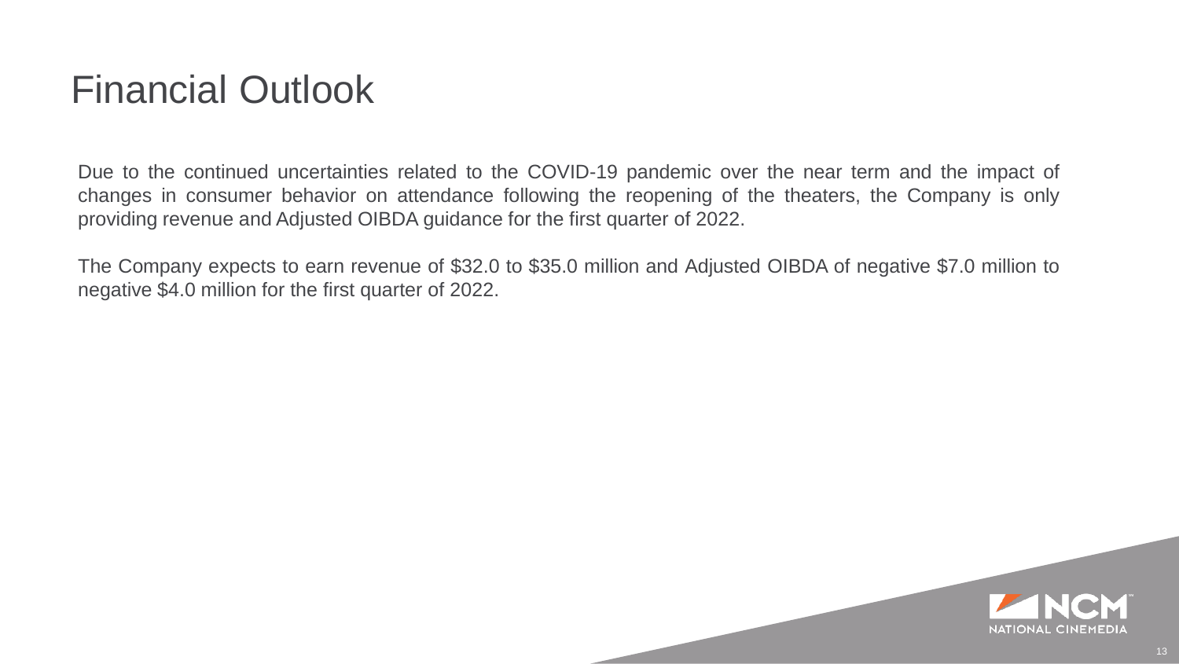# Financial Outlook

Due to the continued uncertainties related to the COVID-19 pandemic over the near term and the impact of changes in consumer behavior on attendance following the reopening of the theaters, the Company is only providing revenue and Adjusted OIBDA guidance for the first quarter of 2022.

The Company expects to earn revenue of $32.0 to $35.0 million and Adjusted OIBDA of negative $7.0 million to negative $4.0 million for the first quarter of 2022.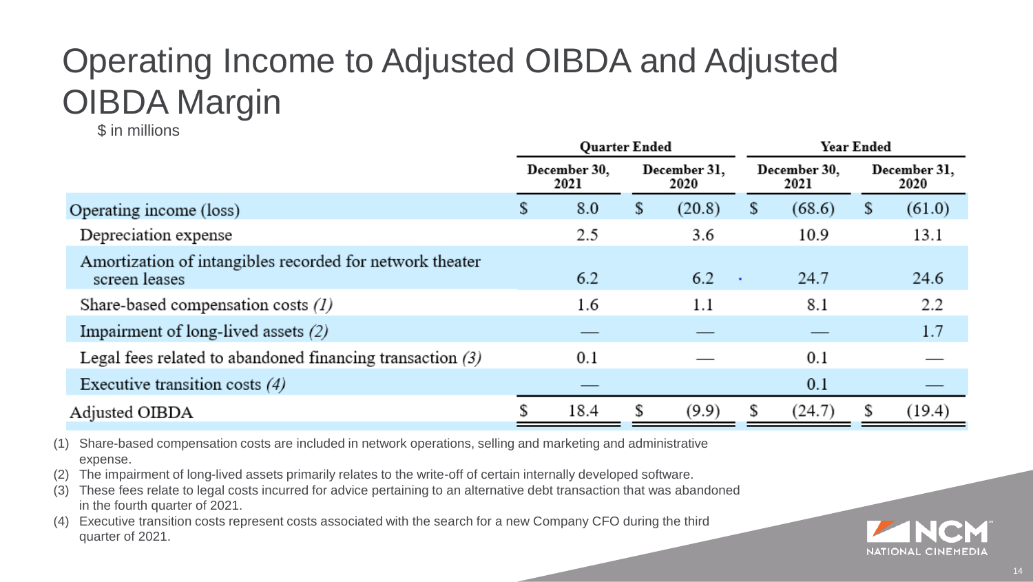# Operating Income to Adjusted OIBDA and Adjusted OIBDA Margin

$ in millions

| | Quarter Ended | | Year Ended | |
|---|---|---|---|---|
| | December 30, 2021 | December 31, 2020 | December 30, 2021 | December 31, 2020 |
| Operating income (loss) | $ 8.0 | $ (20.8) | $ (68.6) | $ (61.0) |
| Depreciation expense | 2.5 | 3.6 | 10.9 | 13.1 |
| Amortization of intangibles recorded for network theater screen leases | 6.2 | 6.2 | 24.7 | 24.6 |
| Share-based compensation costs *(1)* | 1.6 | 1.1 | 8.1 | 2.2 |
| Impairment of long-lived assets *(2)* | — | — | — | 1.7 |
| Legal fees related to abandoned financing transaction *(3)* | 0.1 | — | 0.1 | — |
| Executive transition costs *(4)* | — | | 0.1 | — |
| Adjusted OIBDA | $ 18.4 | $ (9.9) | $ (24.7) | $ (19.4) |

(1) Share-based compensation costs are included in network operations, selling and marketing and administrative expense.

(2) The impairment of long-lived assets primarily relates to the write-off of certain internally developed software.

(3) These fees relate to legal costs incurred for advice pertaining to an alternative debt transaction that was abandoned in the fourth quarter of 2021.

(4) Executive transition costs represent costs associated with the search for a new Company CFO during the third quarter of 2021.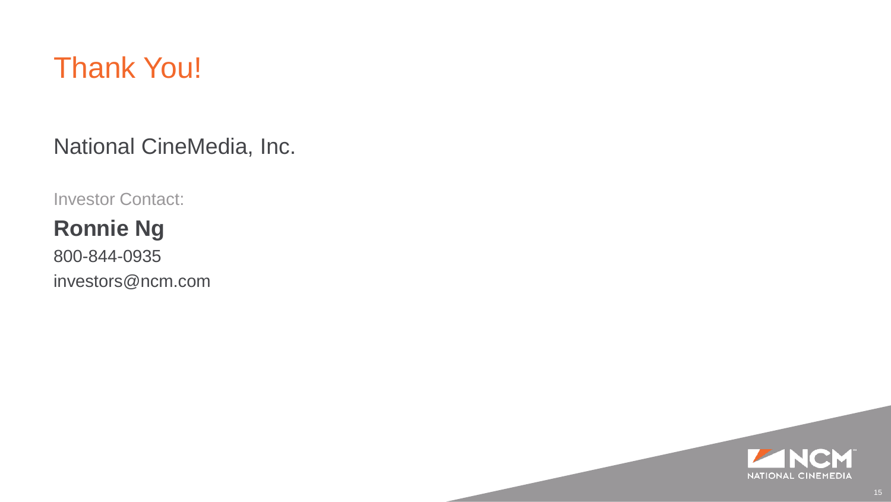# Thank You!

National CineMedia, Inc.

Investor Contact:

**Ronnie Ng**

800-844-0935

investors@ncm.com